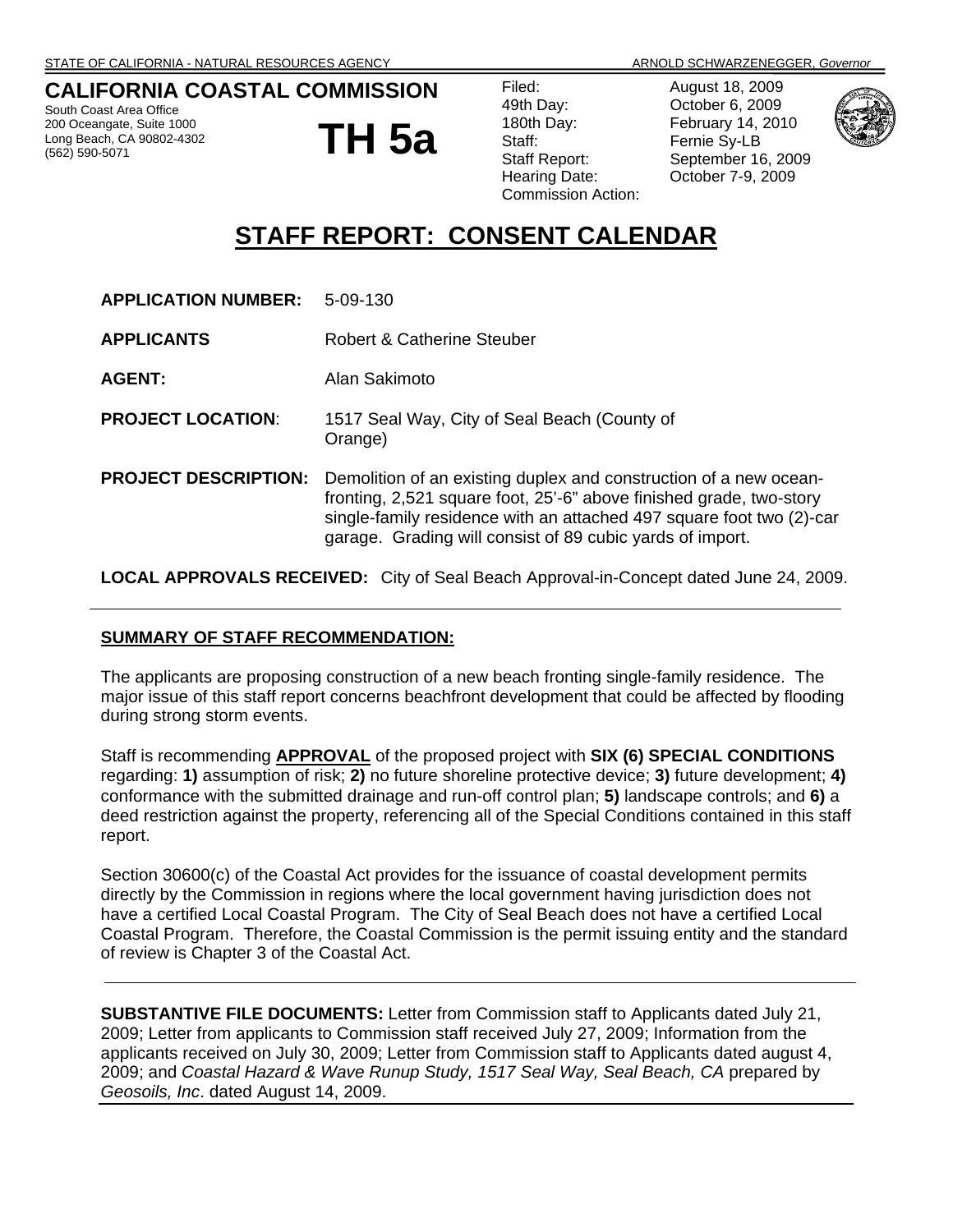STATE OF CALIFORNIA - NATURAL RESOURCES AGENCY ARNOLD SCHWARZENEGGER, *Governor*

**CALIFORNIA COASTAL COMMISSION**
South Coast Area Office
200 Oceangate, Suite 1000
Long Beach, CA 90802-4302
(562) 590-5071

# TH 5a

| | |
|---|---|
| Filed: | August 18, 2009 |
| 49th Day: | October 6, 2009 |
| 180th Day: | February 14, 2010 |
| Staff: | Fernie Sy-LB |
| Staff Report: | September 16, 2009 |
| Hearing Date: | October 7-9, 2009 |
| Commission Action: | |

# STAFF REPORT: CONSENT CALENDAR

**APPLICATION NUMBER:** 5-09-130

**APPLICANTS** Robert & Catherine Steuber

**AGENT:** Alan Sakimoto

**PROJECT LOCATION**: 1517 Seal Way, City of Seal Beach (County of Orange)

**PROJECT DESCRIPTION:** Demolition of an existing duplex and construction of a new ocean-fronting, 2,521 square foot, 25'-6" above finished grade, two-story single-family residence with an attached 497 square foot two (2)-car garage. Grading will consist of 89 cubic yards of import.

**LOCAL APPROVALS RECEIVED:** City of Seal Beach Approval-in-Concept dated June 24, 2009.

---

**SUMMARY OF STAFF RECOMMENDATION:**

The applicants are proposing construction of a new beach fronting single-family residence. The major issue of this staff report concerns beachfront development that could be affected by flooding during strong storm events.

Staff is recommending **APPROVAL** of the proposed project with **SIX (6) SPECIAL CONDITIONS** regarding: **1)** assumption of risk; **2)** no future shoreline protective device; **3)** future development; **4)** conformance with the submitted drainage and run-off control plan; **5)** landscape controls; and **6)** a deed restriction against the property, referencing all of the Special Conditions contained in this staff report.

Section 30600(c) of the Coastal Act provides for the issuance of coastal development permits directly by the Commission in regions where the local government having jurisdiction does not have a certified Local Coastal Program. The City of Seal Beach does not have a certified Local Coastal Program. Therefore, the Coastal Commission is the permit issuing entity and the standard of review is Chapter 3 of the Coastal Act.

---

**SUBSTANTIVE FILE DOCUMENTS:** Letter from Commission staff to Applicants dated July 21, 2009; Letter from applicants to Commission staff received July 27, 2009; Information from the applicants received on July 30, 2009; Letter from Commission staff to Applicants dated august 4, 2009; and *Coastal Hazard & Wave Runup Study, 1517 Seal Way, Seal Beach, CA* prepared by *Geosoils, Inc*. dated August 14, 2009.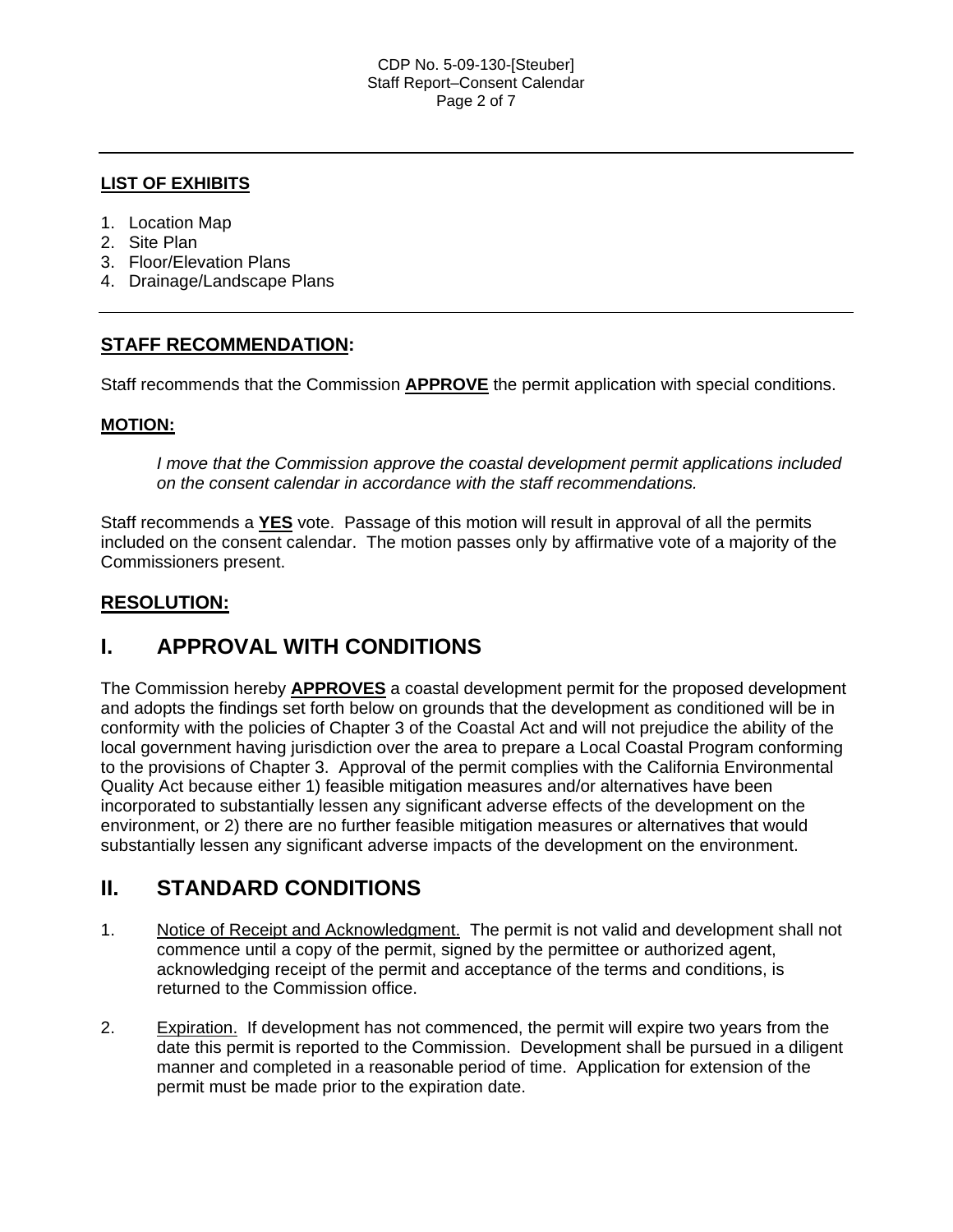**LIST OF EXHIBITS**

1. Location Map
2. Site Plan
3. Floor/Elevation Plans
4. Drainage/Landscape Plans

---

## STAFF RECOMMENDATION:

Staff recommends that the Commission **APPROVE** the permit application with special conditions.

**MOTION:**

*I move that the Commission approve the coastal development permit applications included on the consent calendar in accordance with the staff recommendations.*

Staff recommends a **YES** vote. Passage of this motion will result in approval of all the permits included on the consent calendar. The motion passes only by affirmative vote of a majority of the Commissioners present.

## RESOLUTION:

# I. APPROVAL WITH CONDITIONS

The Commission hereby **APPROVES** a coastal development permit for the proposed development and adopts the findings set forth below on grounds that the development as conditioned will be in conformity with the policies of Chapter 3 of the Coastal Act and will not prejudice the ability of the local government having jurisdiction over the area to prepare a Local Coastal Program conforming to the provisions of Chapter 3. Approval of the permit complies with the California Environmental Quality Act because either 1) feasible mitigation measures and/or alternatives have been incorporated to substantially lessen any significant adverse effects of the development on the environment, or 2) there are no further feasible mitigation measures or alternatives that would substantially lessen any significant adverse impacts of the development on the environment.

# II. STANDARD CONDITIONS

1. Notice of Receipt and Acknowledgment. The permit is not valid and development shall not commence until a copy of the permit, signed by the permittee or authorized agent, acknowledging receipt of the permit and acceptance of the terms and conditions, is returned to the Commission office.

2. Expiration. If development has not commenced, the permit will expire two years from the date this permit is reported to the Commission. Development shall be pursued in a diligent manner and completed in a reasonable period of time. Application for extension of the permit must be made prior to the expiration date.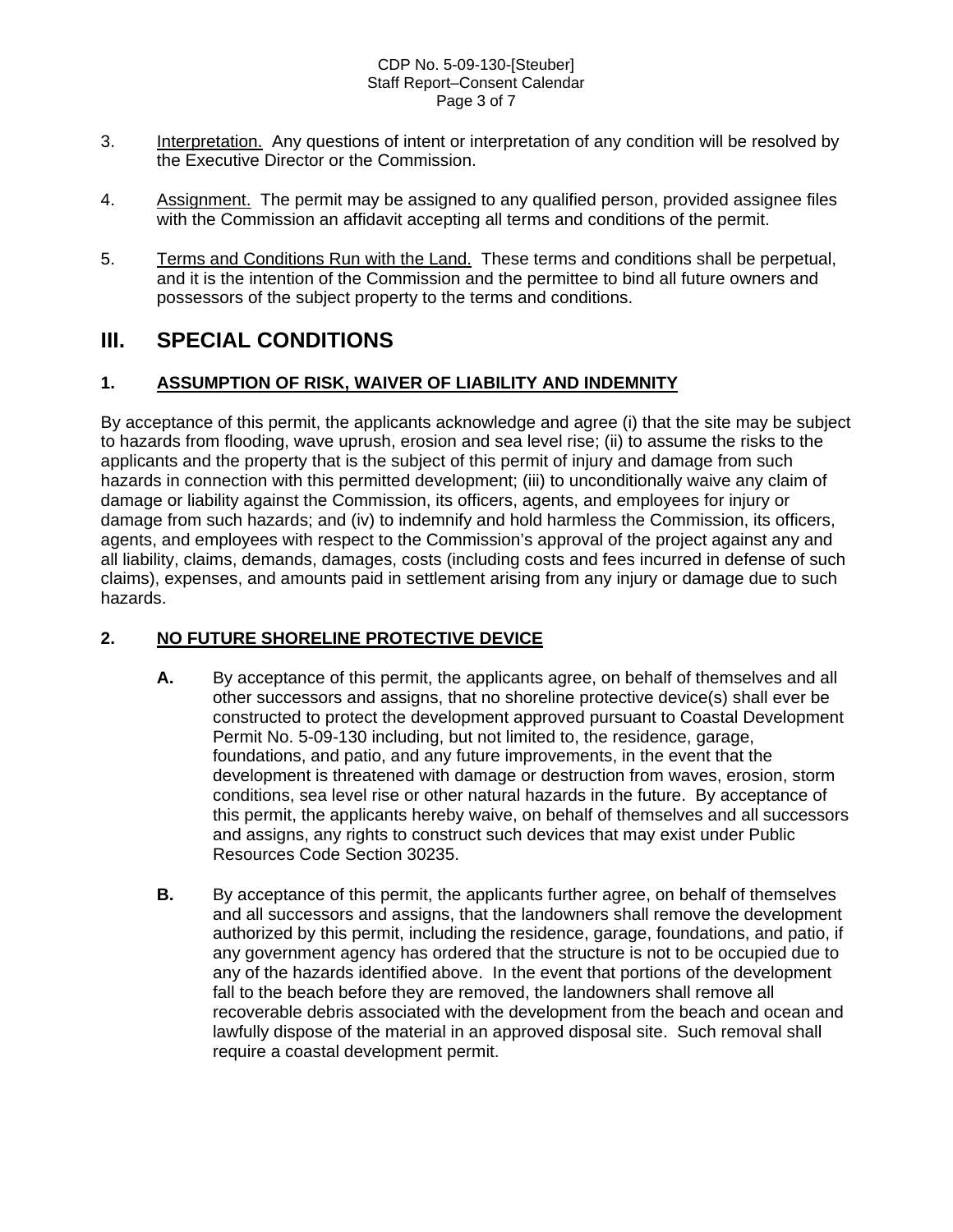3. Interpretation. Any questions of intent or interpretation of any condition will be resolved by the Executive Director or the Commission.

4. Assignment. The permit may be assigned to any qualified person, provided assignee files with the Commission an affidavit accepting all terms and conditions of the permit.

5. Terms and Conditions Run with the Land. These terms and conditions shall be perpetual, and it is the intention of the Commission and the permittee to bind all future owners and possessors of the subject property to the terms and conditions.

# III. SPECIAL CONDITIONS

## 1. ASSUMPTION OF RISK, WAIVER OF LIABILITY AND INDEMNITY

By acceptance of this permit, the applicants acknowledge and agree (i) that the site may be subject to hazards from flooding, wave uprush, erosion and sea level rise; (ii) to assume the risks to the applicants and the property that is the subject of this permit of injury and damage from such hazards in connection with this permitted development; (iii) to unconditionally waive any claim of damage or liability against the Commission, its officers, agents, and employees for injury or damage from such hazards; and (iv) to indemnify and hold harmless the Commission, its officers, agents, and employees with respect to the Commission's approval of the project against any and all liability, claims, demands, damages, costs (including costs and fees incurred in defense of such claims), expenses, and amounts paid in settlement arising from any injury or damage due to such hazards.

## 2. NO FUTURE SHORELINE PROTECTIVE DEVICE

**A.** By acceptance of this permit, the applicants agree, on behalf of themselves and all other successors and assigns, that no shoreline protective device(s) shall ever be constructed to protect the development approved pursuant to Coastal Development Permit No. 5-09-130 including, but not limited to, the residence, garage, foundations, and patio, and any future improvements, in the event that the development is threatened with damage or destruction from waves, erosion, storm conditions, sea level rise or other natural hazards in the future. By acceptance of this permit, the applicants hereby waive, on behalf of themselves and all successors and assigns, any rights to construct such devices that may exist under Public Resources Code Section 30235.

**B.** By acceptance of this permit, the applicants further agree, on behalf of themselves and all successors and assigns, that the landowners shall remove the development authorized by this permit, including the residence, garage, foundations, and patio, if any government agency has ordered that the structure is not to be occupied due to any of the hazards identified above. In the event that portions of the development fall to the beach before they are removed, the landowners shall remove all recoverable debris associated with the development from the beach and ocean and lawfully dispose of the material in an approved disposal site. Such removal shall require a coastal development permit.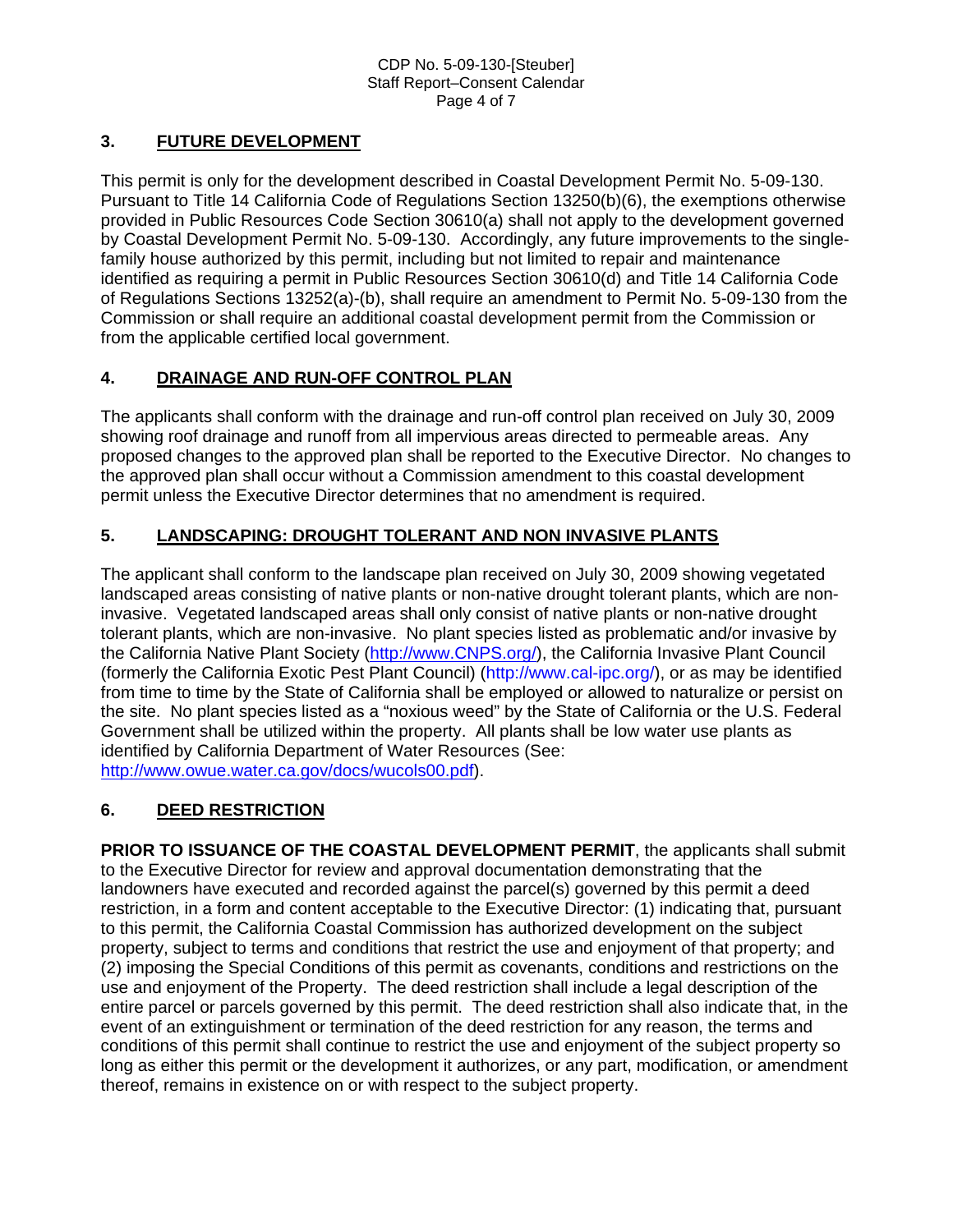## 3. FUTURE DEVELOPMENT

This permit is only for the development described in Coastal Development Permit No. 5-09-130. Pursuant to Title 14 California Code of Regulations Section 13250(b)(6), the exemptions otherwise provided in Public Resources Code Section 30610(a) shall not apply to the development governed by Coastal Development Permit No. 5-09-130. Accordingly, any future improvements to the single-family house authorized by this permit, including but not limited to repair and maintenance identified as requiring a permit in Public Resources Section 30610(d) and Title 14 California Code of Regulations Sections 13252(a)-(b), shall require an amendment to Permit No. 5-09-130 from the Commission or shall require an additional coastal development permit from the Commission or from the applicable certified local government.

## 4. DRAINAGE AND RUN-OFF CONTROL PLAN

The applicants shall conform with the drainage and run-off control plan received on July 30, 2009 showing roof drainage and runoff from all impervious areas directed to permeable areas. Any proposed changes to the approved plan shall be reported to the Executive Director. No changes to the approved plan shall occur without a Commission amendment to this coastal development permit unless the Executive Director determines that no amendment is required.

## 5. LANDSCAPING: DROUGHT TOLERANT AND NON INVASIVE PLANTS

The applicant shall conform to the landscape plan received on July 30, 2009 showing vegetated landscaped areas consisting of native plants or non-native drought tolerant plants, which are non-invasive. Vegetated landscaped areas shall only consist of native plants or non-native drought tolerant plants, which are non-invasive. No plant species listed as problematic and/or invasive by the California Native Plant Society (http://www.CNPS.org/), the California Invasive Plant Council (formerly the California Exotic Pest Plant Council) (http://www.cal-ipc.org/), or as may be identified from time to time by the State of California shall be employed or allowed to naturalize or persist on the site. No plant species listed as a "noxious weed" by the State of California or the U.S. Federal Government shall be utilized within the property. All plants shall be low water use plants as identified by California Department of Water Resources (See: http://www.owue.water.ca.gov/docs/wucols00.pdf).

## 6. DEED RESTRICTION

**PRIOR TO ISSUANCE OF THE COASTAL DEVELOPMENT PERMIT**, the applicants shall submit to the Executive Director for review and approval documentation demonstrating that the landowners have executed and recorded against the parcel(s) governed by this permit a deed restriction, in a form and content acceptable to the Executive Director: (1) indicating that, pursuant to this permit, the California Coastal Commission has authorized development on the subject property, subject to terms and conditions that restrict the use and enjoyment of that property; and (2) imposing the Special Conditions of this permit as covenants, conditions and restrictions on the use and enjoyment of the Property. The deed restriction shall include a legal description of the entire parcel or parcels governed by this permit. The deed restriction shall also indicate that, in the event of an extinguishment or termination of the deed restriction for any reason, the terms and conditions of this permit shall continue to restrict the use and enjoyment of the subject property so long as either this permit or the development it authorizes, or any part, modification, or amendment thereof, remains in existence on or with respect to the subject property.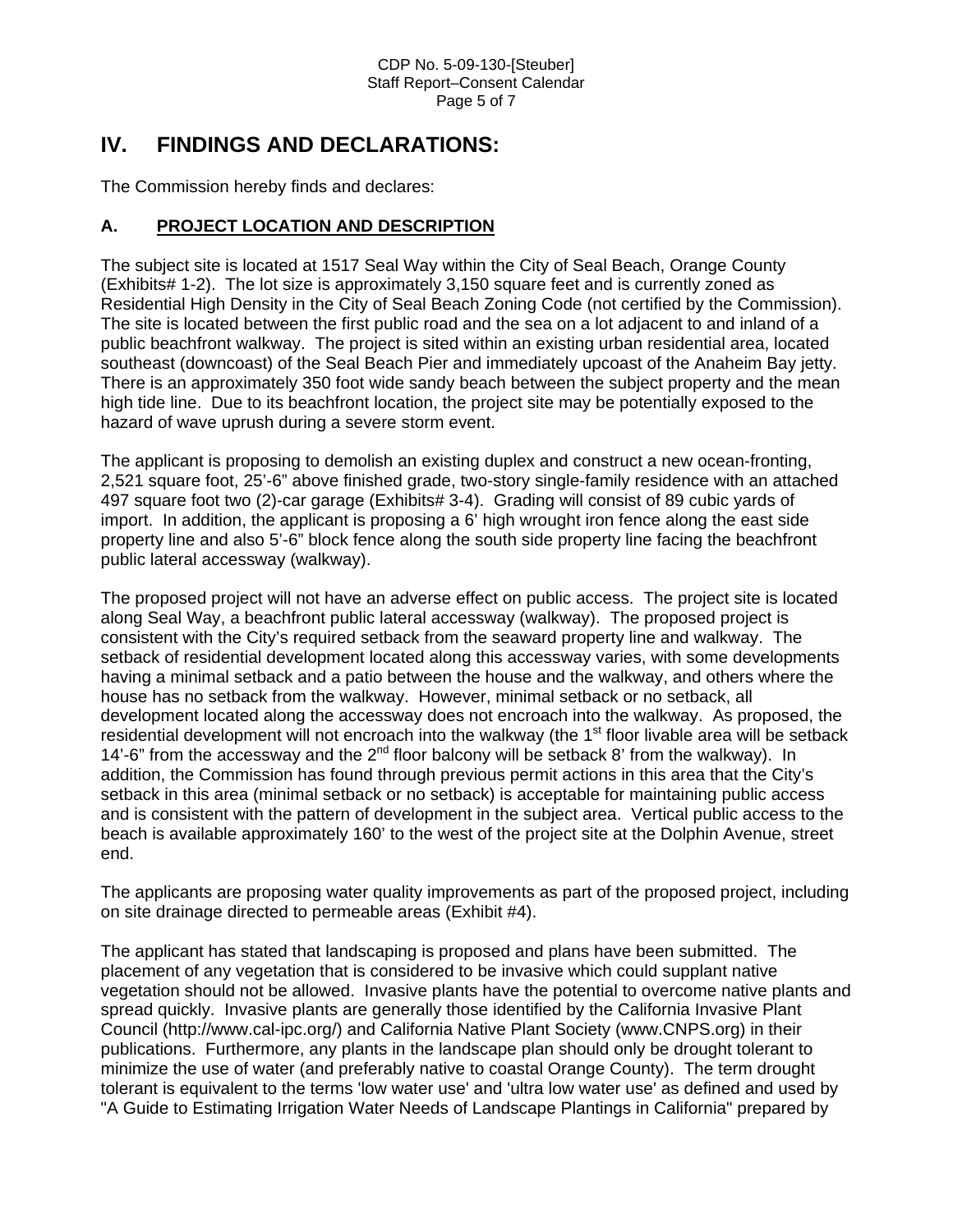## IV. FINDINGS AND DECLARATIONS:

The Commission hereby finds and declares:

### A. PROJECT LOCATION AND DESCRIPTION

The subject site is located at 1517 Seal Way within the City of Seal Beach, Orange County (Exhibits# 1-2). The lot size is approximately 3,150 square feet and is currently zoned as Residential High Density in the City of Seal Beach Zoning Code (not certified by the Commission). The site is located between the first public road and the sea on a lot adjacent to and inland of a public beachfront walkway. The project is sited within an existing urban residential area, located southeast (downcoast) of the Seal Beach Pier and immediately upcoast of the Anaheim Bay jetty. There is an approximately 350 foot wide sandy beach between the subject property and the mean high tide line. Due to its beachfront location, the project site may be potentially exposed to the hazard of wave uprush during a severe storm event.

The applicant is proposing to demolish an existing duplex and construct a new ocean-fronting, 2,521 square foot, 25'-6" above finished grade, two-story single-family residence with an attached 497 square foot two (2)-car garage (Exhibits# 3-4). Grading will consist of 89 cubic yards of import. In addition, the applicant is proposing a 6' high wrought iron fence along the east side property line and also 5'-6" block fence along the south side property line facing the beachfront public lateral accessway (walkway).

The proposed project will not have an adverse effect on public access. The project site is located along Seal Way, a beachfront public lateral accessway (walkway). The proposed project is consistent with the City's required setback from the seaward property line and walkway. The setback of residential development located along this accessway varies, with some developments having a minimal setback and a patio between the house and the walkway, and others where the house has no setback from the walkway. However, minimal setback or no setback, all development located along the accessway does not encroach into the walkway. As proposed, the residential development will not encroach into the walkway (the 1st floor livable area will be setback 14'-6" from the accessway and the 2nd floor balcony will be setback 8' from the walkway). In addition, the Commission has found through previous permit actions in this area that the City's setback in this area (minimal setback or no setback) is acceptable for maintaining public access and is consistent with the pattern of development in the subject area. Vertical public access to the beach is available approximately 160' to the west of the project site at the Dolphin Avenue, street end.

The applicants are proposing water quality improvements as part of the proposed project, including on site drainage directed to permeable areas (Exhibit #4).

The applicant has stated that landscaping is proposed and plans have been submitted. The placement of any vegetation that is considered to be invasive which could supplant native vegetation should not be allowed. Invasive plants have the potential to overcome native plants and spread quickly. Invasive plants are generally those identified by the California Invasive Plant Council (http://www.cal-ipc.org/) and California Native Plant Society (www.CNPS.org) in their publications. Furthermore, any plants in the landscape plan should only be drought tolerant to minimize the use of water (and preferably native to coastal Orange County). The term drought tolerant is equivalent to the terms 'low water use' and 'ultra low water use' as defined and used by "A Guide to Estimating Irrigation Water Needs of Landscape Plantings in California" prepared by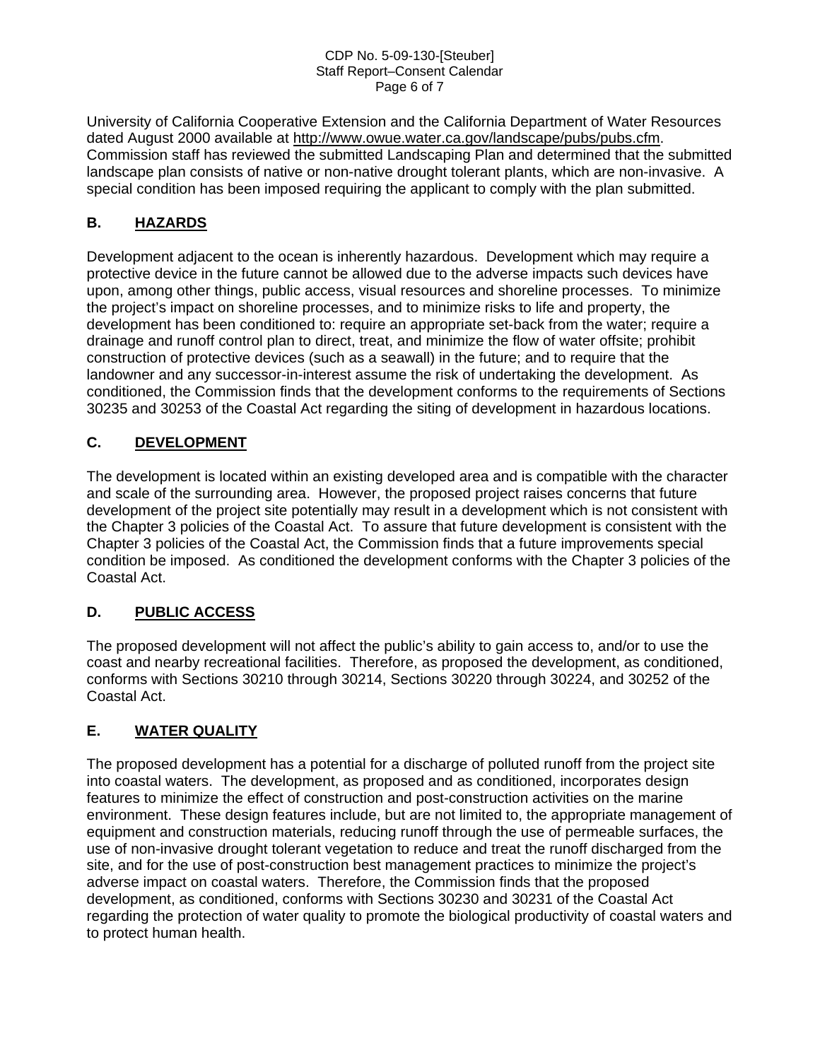University of California Cooperative Extension and the California Department of Water Resources dated August 2000 available at http://www.owue.water.ca.gov/landscape/pubs/pubs.cfm. Commission staff has reviewed the submitted Landscaping Plan and determined that the submitted landscape plan consists of native or non-native drought tolerant plants, which are non-invasive. A special condition has been imposed requiring the applicant to comply with the plan submitted.

## B. HAZARDS

Development adjacent to the ocean is inherently hazardous. Development which may require a protective device in the future cannot be allowed due to the adverse impacts such devices have upon, among other things, public access, visual resources and shoreline processes. To minimize the project's impact on shoreline processes, and to minimize risks to life and property, the development has been conditioned to: require an appropriate set-back from the water; require a drainage and runoff control plan to direct, treat, and minimize the flow of water offsite; prohibit construction of protective devices (such as a seawall) in the future; and to require that the landowner and any successor-in-interest assume the risk of undertaking the development. As conditioned, the Commission finds that the development conforms to the requirements of Sections 30235 and 30253 of the Coastal Act regarding the siting of development in hazardous locations.

## C. DEVELOPMENT

The development is located within an existing developed area and is compatible with the character and scale of the surrounding area. However, the proposed project raises concerns that future development of the project site potentially may result in a development which is not consistent with the Chapter 3 policies of the Coastal Act. To assure that future development is consistent with the Chapter 3 policies of the Coastal Act, the Commission finds that a future improvements special condition be imposed. As conditioned the development conforms with the Chapter 3 policies of the Coastal Act.

## D. PUBLIC ACCESS

The proposed development will not affect the public's ability to gain access to, and/or to use the coast and nearby recreational facilities. Therefore, as proposed the development, as conditioned, conforms with Sections 30210 through 30214, Sections 30220 through 30224, and 30252 of the Coastal Act.

## E. WATER QUALITY

The proposed development has a potential for a discharge of polluted runoff from the project site into coastal waters. The development, as proposed and as conditioned, incorporates design features to minimize the effect of construction and post-construction activities on the marine environment. These design features include, but are not limited to, the appropriate management of equipment and construction materials, reducing runoff through the use of permeable surfaces, the use of non-invasive drought tolerant vegetation to reduce and treat the runoff discharged from the site, and for the use of post-construction best management practices to minimize the project's adverse impact on coastal waters. Therefore, the Commission finds that the proposed development, as conditioned, conforms with Sections 30230 and 30231 of the Coastal Act regarding the protection of water quality to promote the biological productivity of coastal waters and to protect human health.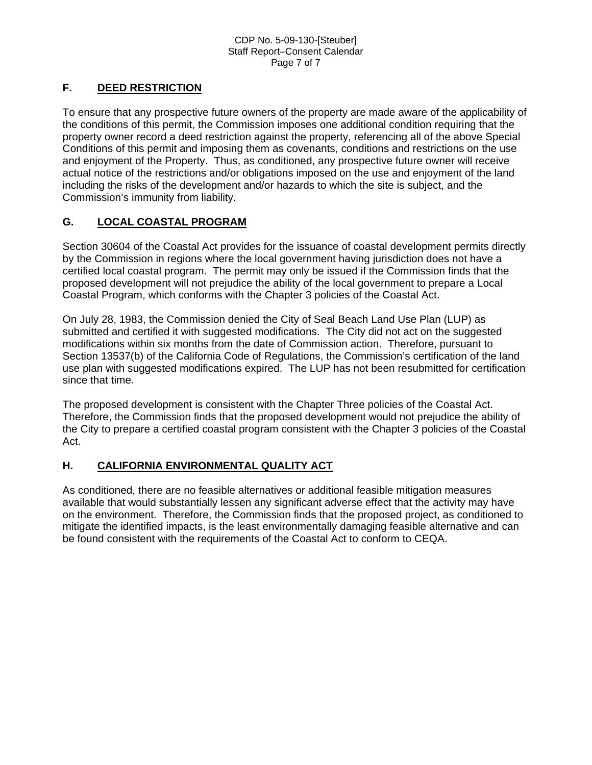## F. DEED RESTRICTION

To ensure that any prospective future owners of the property are made aware of the applicability of the conditions of this permit, the Commission imposes one additional condition requiring that the property owner record a deed restriction against the property, referencing all of the above Special Conditions of this permit and imposing them as covenants, conditions and restrictions on the use and enjoyment of the Property. Thus, as conditioned, any prospective future owner will receive actual notice of the restrictions and/or obligations imposed on the use and enjoyment of the land including the risks of the development and/or hazards to which the site is subject, and the Commission's immunity from liability.

## G. LOCAL COASTAL PROGRAM

Section 30604 of the Coastal Act provides for the issuance of coastal development permits directly by the Commission in regions where the local government having jurisdiction does not have a certified local coastal program. The permit may only be issued if the Commission finds that the proposed development will not prejudice the ability of the local government to prepare a Local Coastal Program, which conforms with the Chapter 3 policies of the Coastal Act.

On July 28, 1983, the Commission denied the City of Seal Beach Land Use Plan (LUP) as submitted and certified it with suggested modifications. The City did not act on the suggested modifications within six months from the date of Commission action. Therefore, pursuant to Section 13537(b) of the California Code of Regulations, the Commission's certification of the land use plan with suggested modifications expired. The LUP has not been resubmitted for certification since that time.

The proposed development is consistent with the Chapter Three policies of the Coastal Act. Therefore, the Commission finds that the proposed development would not prejudice the ability of the City to prepare a certified coastal program consistent with the Chapter 3 policies of the Coastal Act.

## H. CALIFORNIA ENVIRONMENTAL QUALITY ACT

As conditioned, there are no feasible alternatives or additional feasible mitigation measures available that would substantially lessen any significant adverse effect that the activity may have on the environment. Therefore, the Commission finds that the proposed project, as conditioned to mitigate the identified impacts, is the least environmentally damaging feasible alternative and can be found consistent with the requirements of the Coastal Act to conform to CEQA.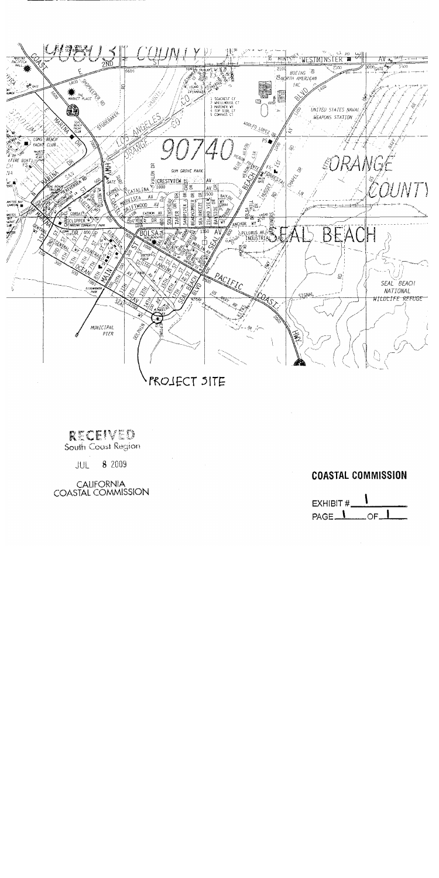PROJECT SITE

RECEIVED
South Coast Region

JUL 8 2009

CALIFORNIA
COASTAL COMMISSION

**COASTAL COMMISSION**

EXHIBIT # 1

PAGE 1 OF 1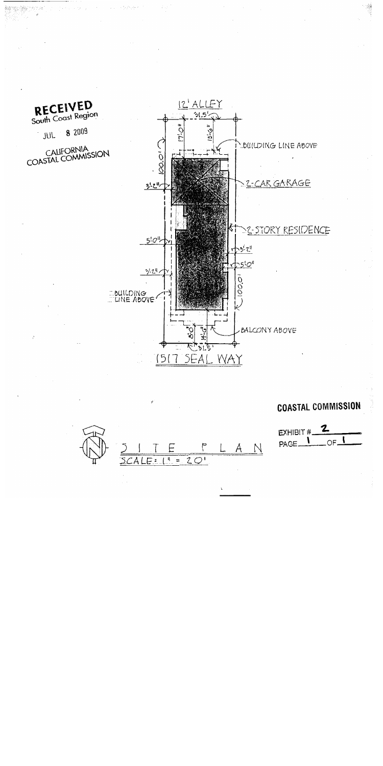**RECEIVED**
South Coast Region

JUL 8 2009

CALIFORNIA
COASTAL COMMISSION

12' ALLEY

31.5'

17'-0"

13'-6"

BUILDING LINE ABOVE

100.0'

3'-2"

2-CAR GARAGE

2-STORY RESIDENCE

5'-0"

3'-2"

5'-0"

3'-2"

100.0'

BUILDING LINE ABOVE

8'-0"

14'-6"

BALCONY ABOVE

31.5'

1517 SEAL WAY

SITE PLAN
SCALE: 1" = 20'

**COASTAL COMMISSION**

EXHIBIT # 2
PAGE 1 OF 1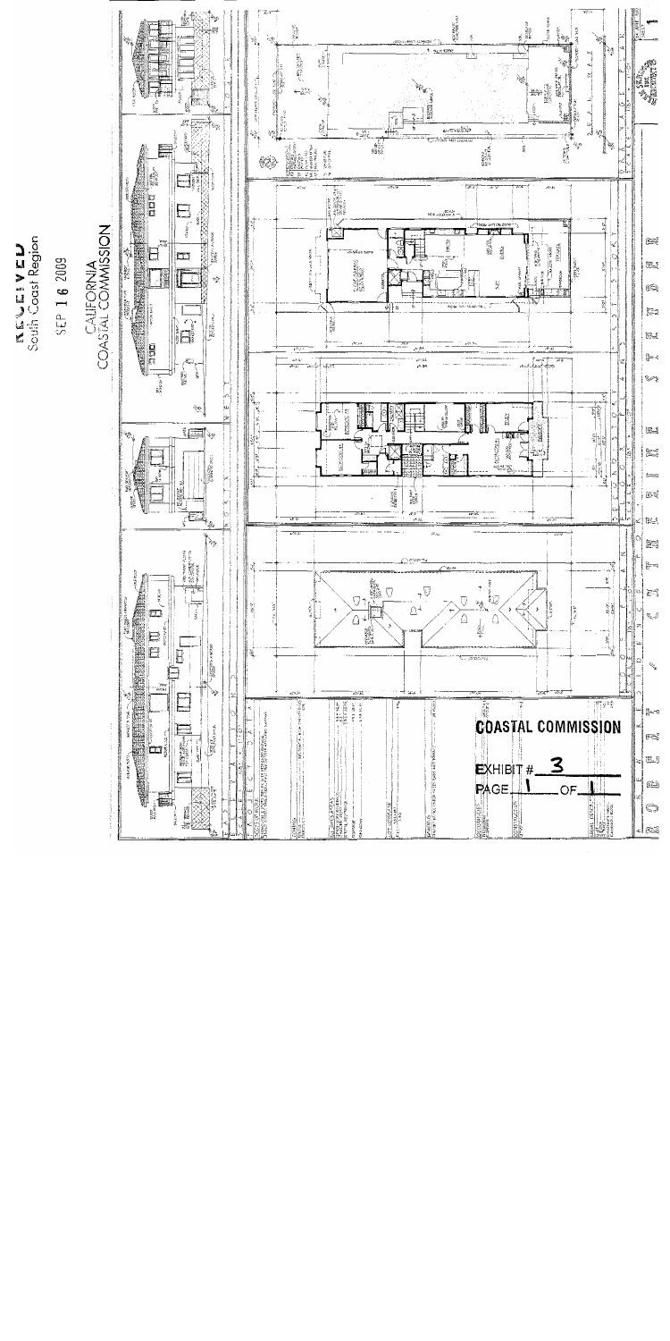RECEIVED
South Coast Region

SEP 16 2009

CALIFORNIA
COASTAL COMMISSION

COASTAL COMMISSION

EXHIBIT # 3

PAGE 1 OF 1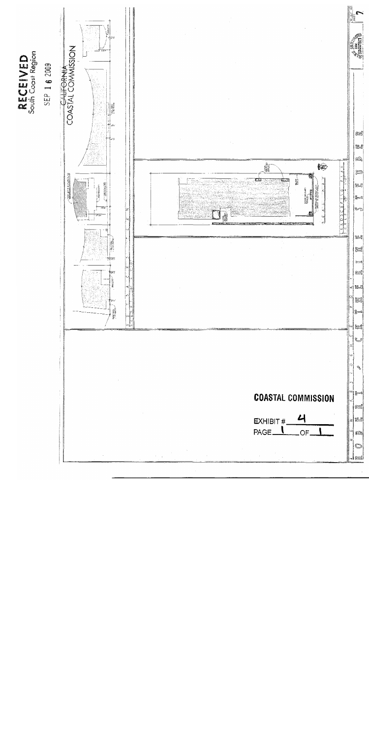RECEIVED
South Coast Region

SEP 16 2009

CALIFORNIA
COASTAL COMMISSION

LANDSCAPING PLAN

LANDSCAPING PLAN

ROBERT W. FOX, CERTIFIED LANDSCAPE ARCHITECT

COASTAL COMMISSION

EXHIBIT # 4

PAGE 1 OF 1